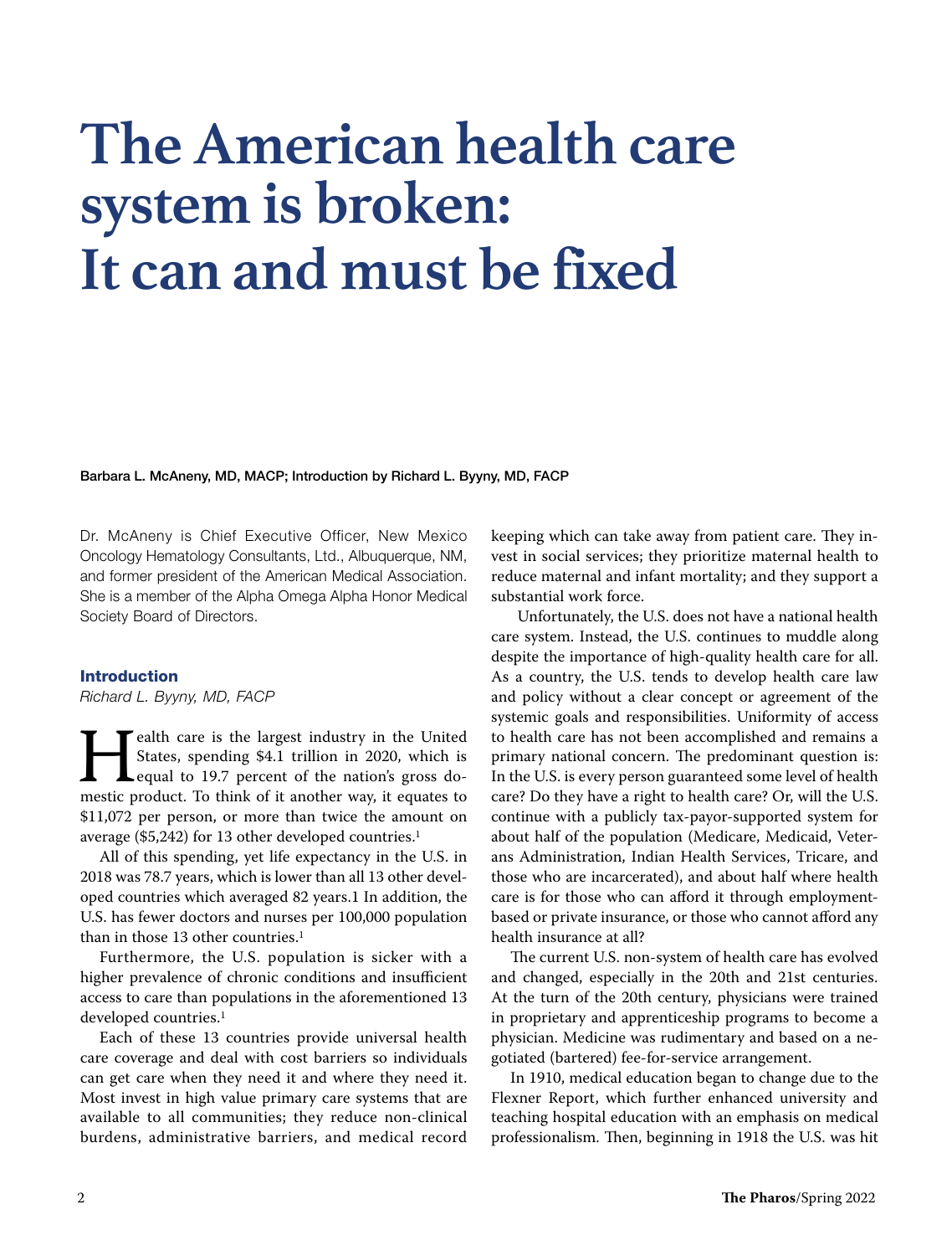# The American health care system is broken: It can and must be fixed

**Barbara L. McAneny, MD, MACP; Introduction by Richard L. Byyny, MD, FACP**

Dr. McAneny is Chief Executive Officer, New Mexico Oncology Hematology Consultants, Ltd., Albuquerque, NM, and former president of the American Medical Association. She is a member of the Alpha Omega Alpha Honor Medical Society Board of Directors.

## Introduction

*Richard L. Byyny, MD, FACP*

Health care is the largest industry in the United States, spending $4.1 trillion in 2020, which is equal to 19.7 percent of the nation's gross domestic product. To think of it another way, it equates to $11,072 per person, or more than twice the amount on average ($5,242) for 13 other developed countries.[1]

All of this spending, yet life expectancy in the U.S. in 2018 was 78.7 years, which is lower than all 13 other developed countries which averaged 82 years.1 In addition, the U.S. has fewer doctors and nurses per 100,000 population than in those 13 other countries.[1]

Furthermore, the U.S. population is sicker with a higher prevalence of chronic conditions and insufficient access to care than populations in the aforementioned 13 developed countries.[1]

Each of these 13 countries provide universal health care coverage and deal with cost barriers so individuals can get care when they need it and where they need it. Most invest in high value primary care systems that are available to all communities; they reduce non-clinical burdens, administrative barriers, and medical record keeping which can take away from patient care. They invest in social services; they prioritize maternal health to reduce maternal and infant mortality; and they support a substantial work force.

Unfortunately, the U.S. does not have a national health care system. Instead, the U.S. continues to muddle along despite the importance of high-quality health care for all. As a country, the U.S. tends to develop health care law and policy without a clear concept or agreement of the systemic goals and responsibilities. Uniformity of access to health care has not been accomplished and remains a primary national concern. The predominant question is: In the U.S. is every person guaranteed some level of health care? Do they have a right to health care? Or, will the U.S. continue with a publicly tax-payor-supported system for about half of the population (Medicare, Medicaid, Veterans Administration, Indian Health Services, Tricare, and those who are incarcerated), and about half where health care is for those who can afford it through employment-based or private insurance, or those who cannot afford any health insurance at all?

The current U.S. non-system of health care has evolved and changed, especially in the 20th and 21st centuries. At the turn of the 20th century, physicians were trained in proprietary and apprenticeship programs to become a physician. Medicine was rudimentary and based on a negotiated (bartered) fee-for-service arrangement.

In 1910, medical education began to change due to the Flexner Report, which further enhanced university and teaching hospital education with an emphasis on medical professionalism. Then, beginning in 1918 the U.S. was hit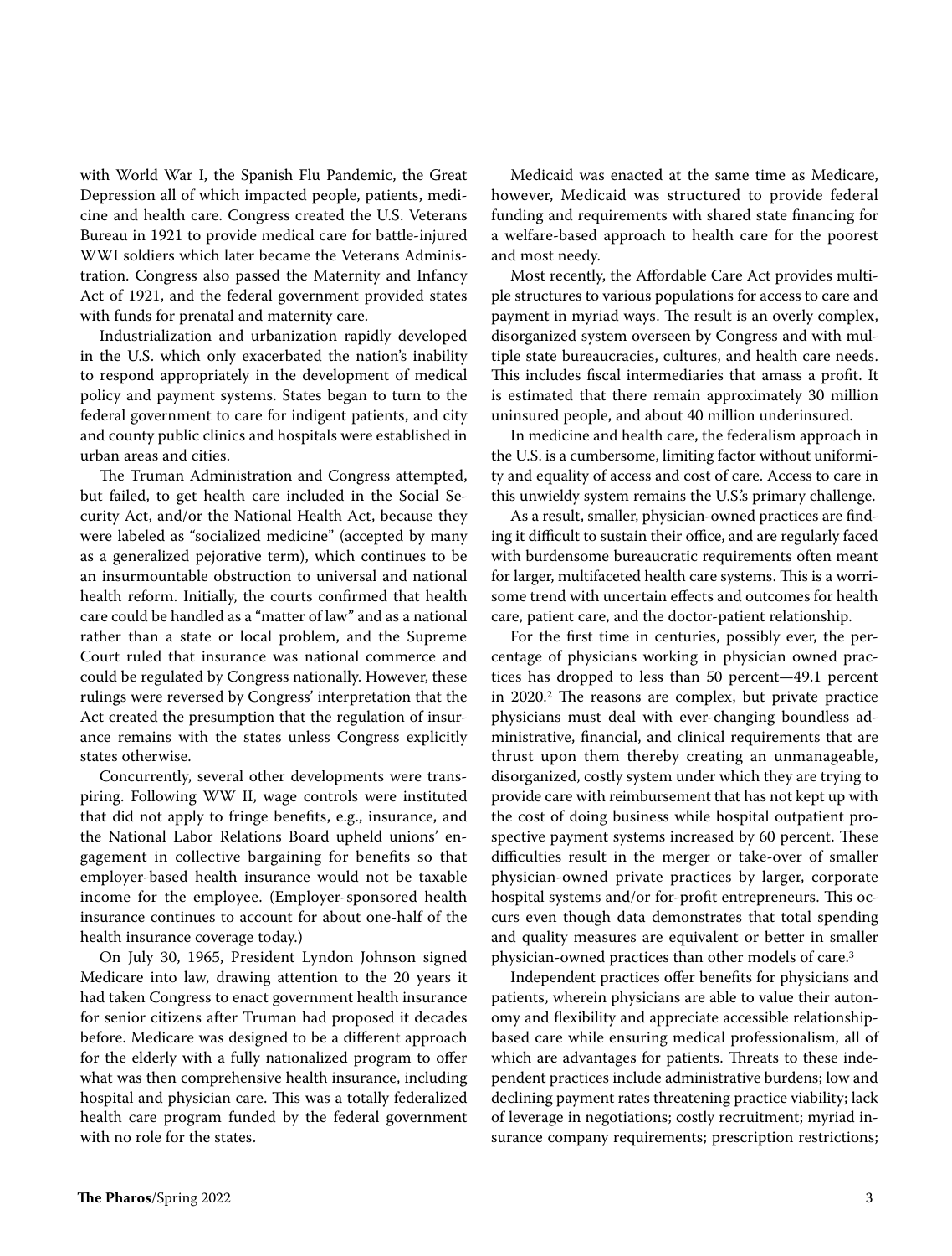with World War I, the Spanish Flu Pandemic, the Great Depression all of which impacted people, patients, medicine and health care. Congress created the U.S. Veterans Bureau in 1921 to provide medical care for battle-injured WWI soldiers which later became the Veterans Administration. Congress also passed the Maternity and Infancy Act of 1921, and the federal government provided states with funds for prenatal and maternity care.

Industrialization and urbanization rapidly developed in the U.S. which only exacerbated the nation's inability to respond appropriately in the development of medical policy and payment systems. States began to turn to the federal government to care for indigent patients, and city and county public clinics and hospitals were established in urban areas and cities.

The Truman Administration and Congress attempted, but failed, to get health care included in the Social Security Act, and/or the National Health Act, because they were labeled as "socialized medicine" (accepted by many as a generalized pejorative term), which continues to be an insurmountable obstruction to universal and national health reform. Initially, the courts confirmed that health care could be handled as a "matter of law" and as a national rather than a state or local problem, and the Supreme Court ruled that insurance was national commerce and could be regulated by Congress nationally. However, these rulings were reversed by Congress' interpretation that the Act created the presumption that the regulation of insurance remains with the states unless Congress explicitly states otherwise.

Concurrently, several other developments were transpiring. Following WW II, wage controls were instituted that did not apply to fringe benefits, e.g., insurance, and the National Labor Relations Board upheld unions' engagement in collective bargaining for benefits so that employer-based health insurance would not be taxable income for the employee. (Employer-sponsored health insurance continues to account for about one-half of the health insurance coverage today.)

On July 30, 1965, President Lyndon Johnson signed Medicare into law, drawing attention to the 20 years it had taken Congress to enact government health insurance for senior citizens after Truman had proposed it decades before. Medicare was designed to be a different approach for the elderly with a fully nationalized program to offer what was then comprehensive health insurance, including hospital and physician care. This was a totally federalized health care program funded by the federal government with no role for the states.

Medicaid was enacted at the same time as Medicare, however, Medicaid was structured to provide federal funding and requirements with shared state financing for a welfare-based approach to health care for the poorest and most needy.

Most recently, the Affordable Care Act provides multiple structures to various populations for access to care and payment in myriad ways. The result is an overly complex, disorganized system overseen by Congress and with multiple state bureaucracies, cultures, and health care needs. This includes fiscal intermediaries that amass a profit. It is estimated that there remain approximately 30 million uninsured people, and about 40 million underinsured.

In medicine and health care, the federalism approach in the U.S. is a cumbersome, limiting factor without uniformity and equality of access and cost of care. Access to care in this unwieldy system remains the U.S.'s primary challenge.

As a result, smaller, physician-owned practices are finding it difficult to sustain their office, and are regularly faced with burdensome bureaucratic requirements often meant for larger, multifaceted health care systems. This is a worrisome trend with uncertain effects and outcomes for health care, patient care, and the doctor-patient relationship.

For the first time in centuries, possibly ever, the percentage of physicians working in physician owned practices has dropped to less than 50 percent—49.1 percent in 2020.[2] The reasons are complex, but private practice physicians must deal with ever-changing boundless administrative, financial, and clinical requirements that are thrust upon them thereby creating an unmanageable, disorganized, costly system under which they are trying to provide care with reimbursement that has not kept up with the cost of doing business while hospital outpatient prospective payment systems increased by 60 percent. These difficulties result in the merger or take-over of smaller physician-owned private practices by larger, corporate hospital systems and/or for-profit entrepreneurs. This occurs even though data demonstrates that total spending and quality measures are equivalent or better in smaller physician-owned practices than other models of care.[3]

Independent practices offer benefits for physicians and patients, wherein physicians are able to value their autonomy and flexibility and appreciate accessible relationship-based care while ensuring medical professionalism, all of which are advantages for patients. Threats to these independent practices include administrative burdens; low and declining payment rates threatening practice viability; lack of leverage in negotiations; costly recruitment; myriad insurance company requirements; prescription restrictions;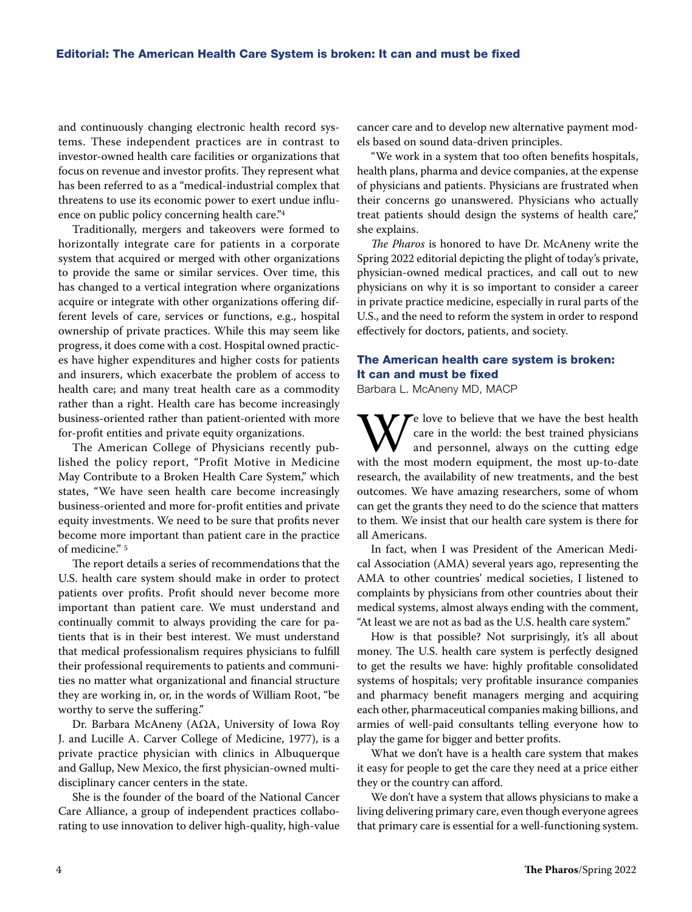and continuously changing electronic health record systems. These independent practices are in contrast to investor-owned health care facilities or organizations that focus on revenue and investor profits. They represent what has been referred to as a "medical-industrial complex that threatens to use its economic power to exert undue influence on public policy concerning health care."[4]

Traditionally, mergers and takeovers were formed to horizontally integrate care for patients in a corporate system that acquired or merged with other organizations to provide the same or similar services. Over time, this has changed to a vertical integration where organizations acquire or integrate with other organizations offering different levels of care, services or functions, e.g., hospital ownership of private practices. While this may seem like progress, it does come with a cost. Hospital owned practices have higher expenditures and higher costs for patients and insurers, which exacerbate the problem of access to health care; and many treat health care as a commodity rather than a right. Health care has become increasingly business-oriented rather than patient-oriented with more for-profit entities and private equity organizations.

The American College of Physicians recently published the policy report, "Profit Motive in Medicine May Contribute to a Broken Health Care System," which states, "We have seen health care become increasingly business-oriented and more for-profit entities and private equity investments. We need to be sure that profits never become more important than patient care in the practice of medicine." [5]

The report details a series of recommendations that the U.S. health care system should make in order to protect patients over profits. Profit should never become more important than patient care. We must understand and continually commit to always providing the care for patients that is in their best interest. We must understand that medical professionalism requires physicians to fulfill their professional requirements to patients and communities no matter what organizational and financial structure they are working in, or, in the words of William Root, "be worthy to serve the suffering."

Dr. Barbara McAneny (AΩA, University of Iowa Roy J. and Lucille A. Carver College of Medicine, 1977), is a private practice physician with clinics in Albuquerque and Gallup, New Mexico, the first physician-owned multidisciplinary cancer centers in the state.

She is the founder of the board of the National Cancer Care Alliance, a group of independent practices collaborating to use innovation to deliver high-quality, high-value cancer care and to develop new alternative payment models based on sound data-driven principles.

"We work in a system that too often benefits hospitals, health plans, pharma and device companies, at the expense of physicians and patients. Physicians are frustrated when their concerns go unanswered. Physicians who actually treat patients should design the systems of health care," she explains.

*The Pharos* is honored to have Dr. McAneny write the Spring 2022 editorial depicting the plight of today's private, physician-owned medical practices, and call out to new physicians on why it is so important to consider a career in private practice medicine, especially in rural parts of the U.S., and the need to reform the system in order to respond effectively for doctors, patients, and society.

## The American health care system is broken: It can and must be fixed

Barbara L. McAneny MD, MACP

We love to believe that we have the best health care in the world: the best trained physicians and personnel, always on the cutting edge with the most modern equipment, the most up-to-date research, the availability of new treatments, and the best outcomes. We have amazing researchers, some of whom can get the grants they need to do the science that matters to them. We insist that our health care system is there for all Americans.

In fact, when I was President of the American Medical Association (AMA) several years ago, representing the AMA to other countries' medical societies, I listened to complaints by physicians from other countries about their medical systems, almost always ending with the comment, "At least we are not as bad as the U.S. health care system."

How is that possible? Not surprisingly, it's all about money. The U.S. health care system is perfectly designed to get the results we have: highly profitable consolidated systems of hospitals; very profitable insurance companies and pharmacy benefit managers merging and acquiring each other, pharmaceutical companies making billions, and armies of well-paid consultants telling everyone how to play the game for bigger and better profits.

What we don't have is a health care system that makes it easy for people to get the care they need at a price either they or the country can afford.

We don't have a system that allows physicians to make a living delivering primary care, even though everyone agrees that primary care is essential for a well-functioning system.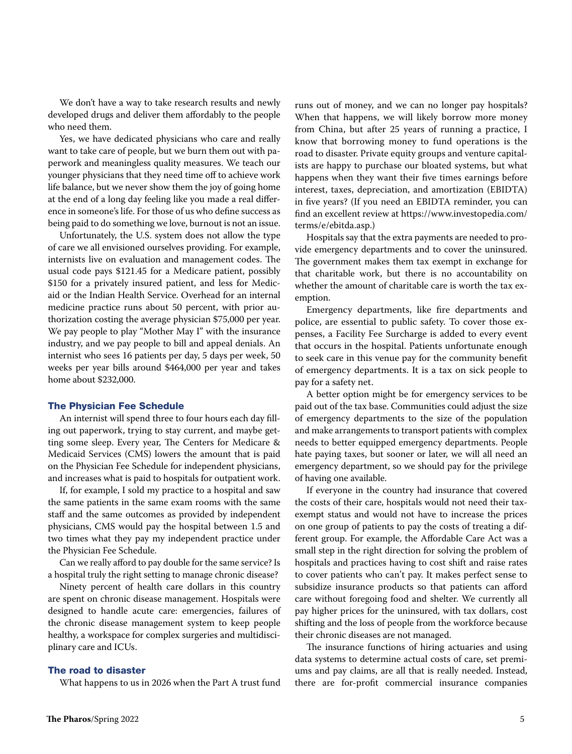We don't have a way to take research results and newly developed drugs and deliver them affordably to the people who need them.

Yes, we have dedicated physicians who care and really want to take care of people, but we burn them out with paperwork and meaningless quality measures. We teach our younger physicians that they need time off to achieve work life balance, but we never show them the joy of going home at the end of a long day feeling like you made a real difference in someone's life. For those of us who define success as being paid to do something we love, burnout is not an issue.

Unfortunately, the U.S. system does not allow the type of care we all envisioned ourselves providing. For example, internists live on evaluation and management codes. The usual code pays $121.45 for a Medicare patient, possibly $150 for a privately insured patient, and less for Medicaid or the Indian Health Service. Overhead for an internal medicine practice runs about 50 percent, with prior authorization costing the average physician $75,000 per year. We pay people to play "Mother May I" with the insurance industry, and we pay people to bill and appeal denials. An internist who sees 16 patients per day, 5 days per week, 50 weeks per year bills around $464,000 per year and takes home about $232,000.

### The Physician Fee Schedule

An internist will spend three to four hours each day filling out paperwork, trying to stay current, and maybe getting some sleep. Every year, The Centers for Medicare & Medicaid Services (CMS) lowers the amount that is paid on the Physician Fee Schedule for independent physicians, and increases what is paid to hospitals for outpatient work.

If, for example, I sold my practice to a hospital and saw the same patients in the same exam rooms with the same staff and the same outcomes as provided by independent physicians, CMS would pay the hospital between 1.5 and two times what they pay my independent practice under the Physician Fee Schedule.

Can we really afford to pay double for the same service? Is a hospital truly the right setting to manage chronic disease?

Ninety percent of health care dollars in this country are spent on chronic disease management. Hospitals were designed to handle acute care: emergencies, failures of the chronic disease management system to keep people healthy, a workspace for complex surgeries and multidisciplinary care and ICUs.

### The road to disaster

What happens to us in 2026 when the Part A trust fund runs out of money, and we can no longer pay hospitals? When that happens, we will likely borrow more money from China, but after 25 years of running a practice, I know that borrowing money to fund operations is the road to disaster. Private equity groups and venture capitalists are happy to purchase our bloated systems, but what happens when they want their five times earnings before interest, taxes, depreciation, and amortization (EBIDTA) in five years? (If you need an EBIDTA reminder, you can find an excellent review at https://www.investopedia.com/terms/e/ebitda.asp.)

Hospitals say that the extra payments are needed to provide emergency departments and to cover the uninsured. The government makes them tax exempt in exchange for that charitable work, but there is no accountability on whether the amount of charitable care is worth the tax exemption.

Emergency departments, like fire departments and police, are essential to public safety. To cover those expenses, a Facility Fee Surcharge is added to every event that occurs in the hospital. Patients unfortunate enough to seek care in this venue pay for the community benefit of emergency departments. It is a tax on sick people to pay for a safety net.

A better option might be for emergency services to be paid out of the tax base. Communities could adjust the size of emergency departments to the size of the population and make arrangements to transport patients with complex needs to better equipped emergency departments. People hate paying taxes, but sooner or later, we will all need an emergency department, so we should pay for the privilege of having one available.

If everyone in the country had insurance that covered the costs of their care, hospitals would not need their tax-exempt status and would not have to increase the prices on one group of patients to pay the costs of treating a different group. For example, the Affordable Care Act was a small step in the right direction for solving the problem of hospitals and practices having to cost shift and raise rates to cover patients who can't pay. It makes perfect sense to subsidize insurance products so that patients can afford care without foregoing food and shelter. We currently all pay higher prices for the uninsured, with tax dollars, cost shifting and the loss of people from the workforce because their chronic diseases are not managed.

The insurance functions of hiring actuaries and using data systems to determine actual costs of care, set premiums and pay claims, are all that is really needed. Instead, there are for-profit commercial insurance companies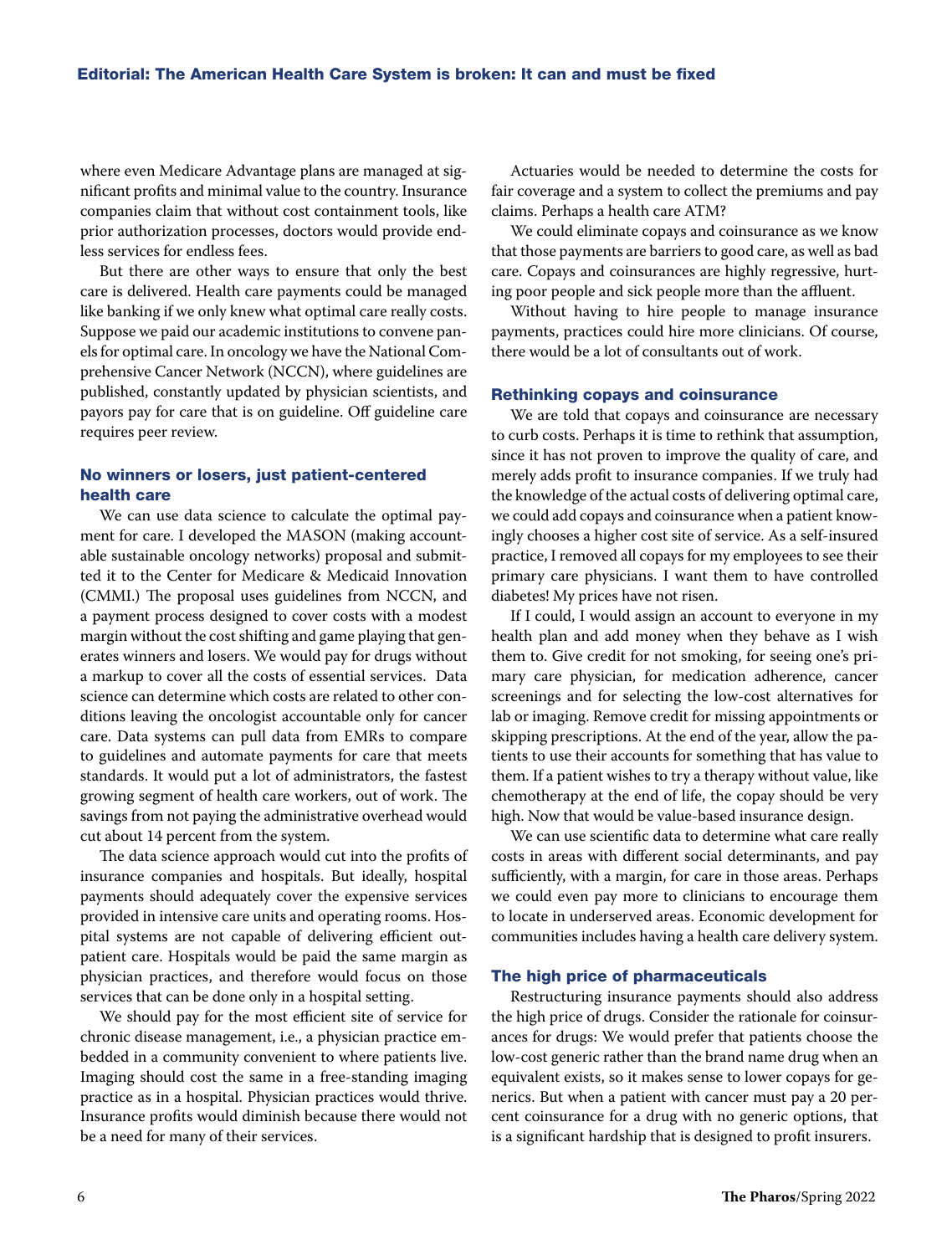where even Medicare Advantage plans are managed at significant profits and minimal value to the country. Insurance companies claim that without cost containment tools, like prior authorization processes, doctors would provide endless services for endless fees.

But there are other ways to ensure that only the best care is delivered. Health care payments could be managed like banking if we only knew what optimal care really costs. Suppose we paid our academic institutions to convene panels for optimal care. In oncology we have the National Comprehensive Cancer Network (NCCN), where guidelines are published, constantly updated by physician scientists, and payors pay for care that is on guideline. Off guideline care requires peer review.

## No winners or losers, just patient-centered health care

We can use data science to calculate the optimal payment for care. I developed the MASON (making accountable sustainable oncology networks) proposal and submitted it to the Center for Medicare & Medicaid Innovation (CMMI.) The proposal uses guidelines from NCCN, and a payment process designed to cover costs with a modest margin without the cost shifting and game playing that generates winners and losers. We would pay for drugs without a markup to cover all the costs of essential services. Data science can determine which costs are related to other conditions leaving the oncologist accountable only for cancer care. Data systems can pull data from EMRs to compare to guidelines and automate payments for care that meets standards. It would put a lot of administrators, the fastest growing segment of health care workers, out of work. The savings from not paying the administrative overhead would cut about 14 percent from the system.

The data science approach would cut into the profits of insurance companies and hospitals. But ideally, hospital payments should adequately cover the expensive services provided in intensive care units and operating rooms. Hospital systems are not capable of delivering efficient outpatient care. Hospitals would be paid the same margin as physician practices, and therefore would focus on those services that can be done only in a hospital setting.

We should pay for the most efficient site of service for chronic disease management, i.e., a physician practice embedded in a community convenient to where patients live. Imaging should cost the same in a free-standing imaging practice as in a hospital. Physician practices would thrive. Insurance profits would diminish because there would not be a need for many of their services.

Actuaries would be needed to determine the costs for fair coverage and a system to collect the premiums and pay claims. Perhaps a health care ATM?

We could eliminate copays and coinsurance as we know that those payments are barriers to good care, as well as bad care. Copays and coinsurances are highly regressive, hurting poor people and sick people more than the affluent.

Without having to hire people to manage insurance payments, practices could hire more clinicians. Of course, there would be a lot of consultants out of work.

## Rethinking copays and coinsurance

We are told that copays and coinsurance are necessary to curb costs. Perhaps it is time to rethink that assumption, since it has not proven to improve the quality of care, and merely adds profit to insurance companies. If we truly had the knowledge of the actual costs of delivering optimal care, we could add copays and coinsurance when a patient knowingly chooses a higher cost site of service. As a self-insured practice, I removed all copays for my employees to see their primary care physicians. I want them to have controlled diabetes! My prices have not risen.

If I could, I would assign an account to everyone in my health plan and add money when they behave as I wish them to. Give credit for not smoking, for seeing one's primary care physician, for medication adherence, cancer screenings and for selecting the low-cost alternatives for lab or imaging. Remove credit for missing appointments or skipping prescriptions. At the end of the year, allow the patients to use their accounts for something that has value to them. If a patient wishes to try a therapy without value, like chemotherapy at the end of life, the copay should be very high. Now that would be value-based insurance design.

We can use scientific data to determine what care really costs in areas with different social determinants, and pay sufficiently, with a margin, for care in those areas. Perhaps we could even pay more to clinicians to encourage them to locate in underserved areas. Economic development for communities includes having a health care delivery system.

## The high price of pharmaceuticals

Restructuring insurance payments should also address the high price of drugs. Consider the rationale for coinsurances for drugs: We would prefer that patients choose the low-cost generic rather than the brand name drug when an equivalent exists, so it makes sense to lower copays for generics. But when a patient with cancer must pay a 20 percent coinsurance for a drug with no generic options, that is a significant hardship that is designed to profit insurers.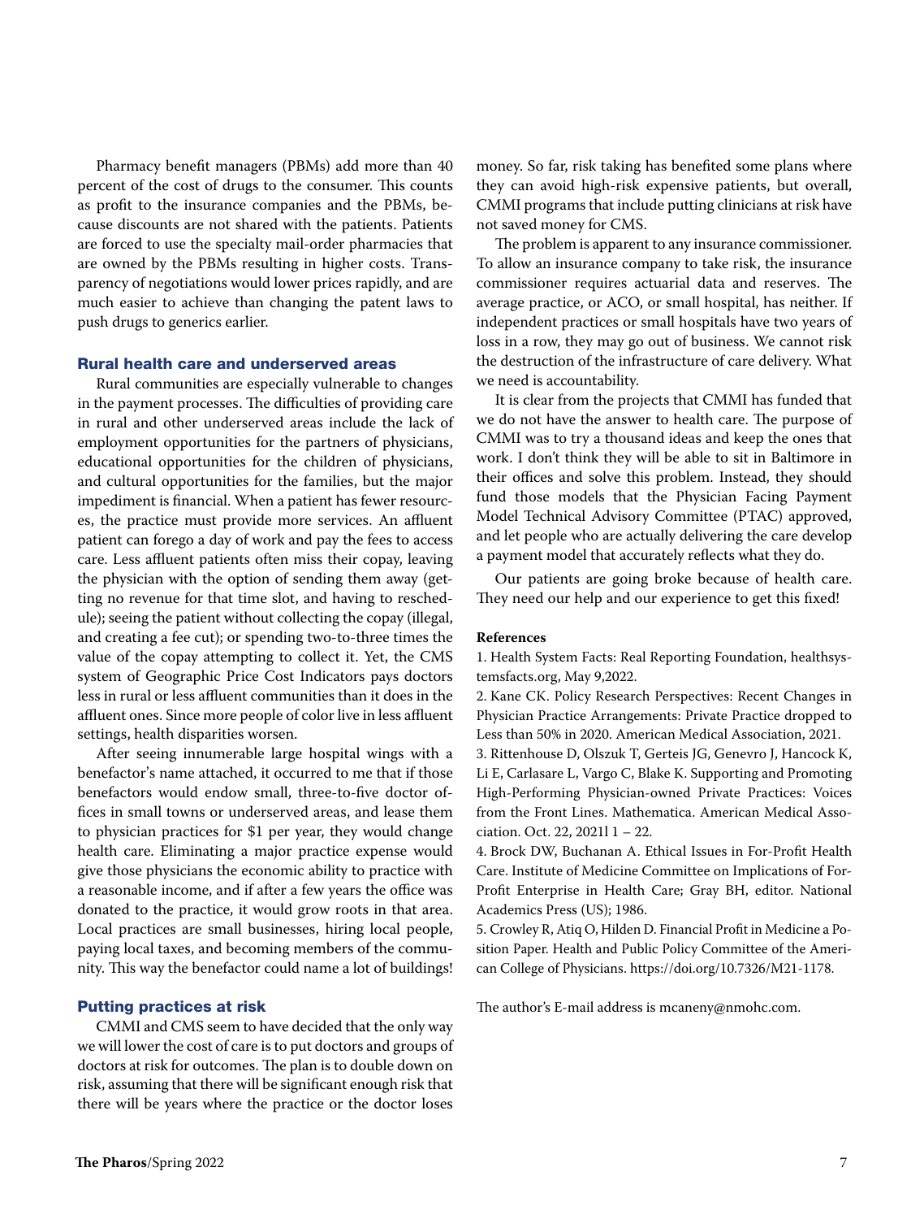Pharmacy benefit managers (PBMs) add more than 40 percent of the cost of drugs to the consumer. This counts as profit to the insurance companies and the PBMs, because discounts are not shared with the patients. Patients are forced to use the specialty mail-order pharmacies that are owned by the PBMs resulting in higher costs. Transparency of negotiations would lower prices rapidly, and are much easier to achieve than changing the patent laws to push drugs to generics earlier.

### Rural health care and underserved areas

Rural communities are especially vulnerable to changes in the payment processes. The difficulties of providing care in rural and other underserved areas include the lack of employment opportunities for the partners of physicians, educational opportunities for the children of physicians, and cultural opportunities for the families, but the major impediment is financial. When a patient has fewer resources, the practice must provide more services. An affluent patient can forego a day of work and pay the fees to access care. Less affluent patients often miss their copay, leaving the physician with the option of sending them away (getting no revenue for that time slot, and having to reschedule); seeing the patient without collecting the copay (illegal, and creating a fee cut); or spending two-to-three times the value of the copay attempting to collect it. Yet, the CMS system of Geographic Price Cost Indicators pays doctors less in rural or less affluent communities than it does in the affluent ones. Since more people of color live in less affluent settings, health disparities worsen.

After seeing innumerable large hospital wings with a benefactor's name attached, it occurred to me that if those benefactors would endow small, three-to-five doctor offices in small towns or underserved areas, and lease them to physician practices for $1 per year, they would change health care. Eliminating a major practice expense would give those physicians the economic ability to practice with a reasonable income, and if after a few years the office was donated to the practice, it would grow roots in that area. Local practices are small businesses, hiring local people, paying local taxes, and becoming members of the community. This way the benefactor could name a lot of buildings!

### Putting practices at risk

CMMI and CMS seem to have decided that the only way we will lower the cost of care is to put doctors and groups of doctors at risk for outcomes. The plan is to double down on risk, assuming that there will be significant enough risk that there will be years where the practice or the doctor loses money. So far, risk taking has benefited some plans where they can avoid high-risk expensive patients, but overall, CMMI programs that include putting clinicians at risk have not saved money for CMS.

The problem is apparent to any insurance commissioner. To allow an insurance company to take risk, the insurance commissioner requires actuarial data and reserves. The average practice, or ACO, or small hospital, has neither. If independent practices or small hospitals have two years of loss in a row, they may go out of business. We cannot risk the destruction of the infrastructure of care delivery. What we need is accountability.

It is clear from the projects that CMMI has funded that we do not have the answer to health care. The purpose of CMMI was to try a thousand ideas and keep the ones that work. I don't think they will be able to sit in Baltimore in their offices and solve this problem. Instead, they should fund those models that the Physician Facing Payment Model Technical Advisory Committee (PTAC) approved, and let people who are actually delivering the care develop a payment model that accurately reflects what they do.

Our patients are going broke because of health care. They need our help and our experience to get this fixed!

**References**

1. Health System Facts: Real Reporting Foundation, healthsystemsfacts.org, May 9,2022.
2. Kane CK. Policy Research Perspectives: Recent Changes in Physician Practice Arrangements: Private Practice dropped to Less than 50% in 2020. American Medical Association, 2021.
3. Rittenhouse D, Olszuk T, Gerteis JG, Genevro J, Hancock K, Li E, Carlasare L, Vargo C, Blake K. Supporting and Promoting High-Performing Physician-owned Private Practices: Voices from the Front Lines. Mathematica. American Medical Association. Oct. 22, 2021l 1 – 22.
4. Brock DW, Buchanan A. Ethical Issues in For-Profit Health Care. Institute of Medicine Committee on Implications of For-Profit Enterprise in Health Care; Gray BH, editor. National Academics Press (US); 1986.
5. Crowley R, Atiq O, Hilden D. Financial Profit in Medicine a Position Paper. Health and Public Policy Committee of the American College of Physicians. https://doi.org/10.7326/M21-1178.

The author's E-mail address is mcaneny@nmohc.com.